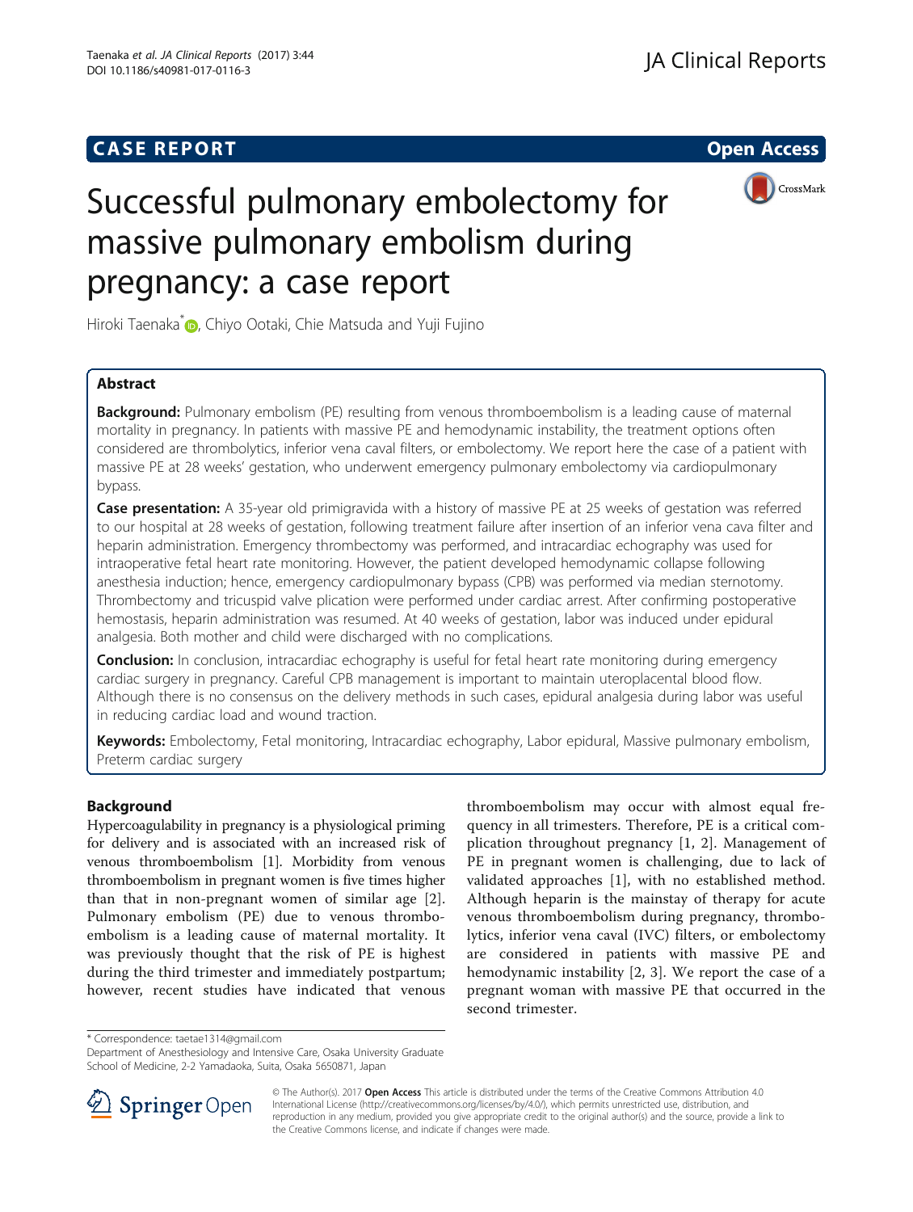**CASE REPORT** **Open Access**

# Successful pulmonary embolectomy for massive pulmonary embolism during pregnancy: a case report

Hiroki Taenaka*, Chiyo Ootaki, Chie Matsuda and Yuji Fujino

## Abstract

**Background:** Pulmonary embolism (PE) resulting from venous thromboembolism is a leading cause of maternal mortality in pregnancy. In patients with massive PE and hemodynamic instability, the treatment options often considered are thrombolytics, inferior vena caval filters, or embolectomy. We report here the case of a patient with massive PE at 28 weeks' gestation, who underwent emergency pulmonary embolectomy via cardiopulmonary bypass.

**Case presentation:** A 35-year old primigravida with a history of massive PE at 25 weeks of gestation was referred to our hospital at 28 weeks of gestation, following treatment failure after insertion of an inferior vena cava filter and heparin administration. Emergency thrombectomy was performed, and intracardiac echography was used for intraoperative fetal heart rate monitoring. However, the patient developed hemodynamic collapse following anesthesia induction; hence, emergency cardiopulmonary bypass (CPB) was performed via median sternotomy. Thrombectomy and tricuspid valve plication were performed under cardiac arrest. After confirming postoperative hemostasis, heparin administration was resumed. At 40 weeks of gestation, labor was induced under epidural analgesia. Both mother and child were discharged with no complications.

**Conclusion:** In conclusion, intracardiac echography is useful for fetal heart rate monitoring during emergency cardiac surgery in pregnancy. Careful CPB management is important to maintain uteroplacental blood flow. Although there is no consensus on the delivery methods in such cases, epidural analgesia during labor was useful in reducing cardiac load and wound traction.

**Keywords:** Embolectomy, Fetal monitoring, Intracardiac echography, Labor epidural, Massive pulmonary embolism, Preterm cardiac surgery

## Background

Hypercoagulability in pregnancy is a physiological priming for delivery and is associated with an increased risk of venous thromboembolism [1]. Morbidity from venous thromboembolism in pregnant women is five times higher than that in non-pregnant women of similar age [2]. Pulmonary embolism (PE) due to venous thromboembolism is a leading cause of maternal mortality. It was previously thought that the risk of PE is highest during the third trimester and immediately postpartum; however, recent studies have indicated that venous thromboembolism may occur with almost equal frequency in all trimesters. Therefore, PE is a critical complication throughout pregnancy [1, 2]. Management of PE in pregnant women is challenging, due to lack of validated approaches [1], with no established method. Although heparin is the mainstay of therapy for acute venous thromboembolism during pregnancy, thrombolytics, inferior vena caval (IVC) filters, or embolectomy are considered in patients with massive PE and hemodynamic instability [2, 3]. We report the case of a pregnant woman with massive PE that occurred in the second trimester.

\* Correspondence: taetae1314@gmail.com
Department of Anesthesiology and Intensive Care, Osaka University Graduate School of Medicine, 2-2 Yamadaoka, Suita, Osaka 5650871, Japan

© The Author(s). 2017 **Open Access** This article is distributed under the terms of the Creative Commons Attribution 4.0 International License (http://creativecommons.org/licenses/by/4.0/), which permits unrestricted use, distribution, and reproduction in any medium, provided you give appropriate credit to the original author(s) and the source, provide a link to the Creative Commons license, and indicate if changes were made.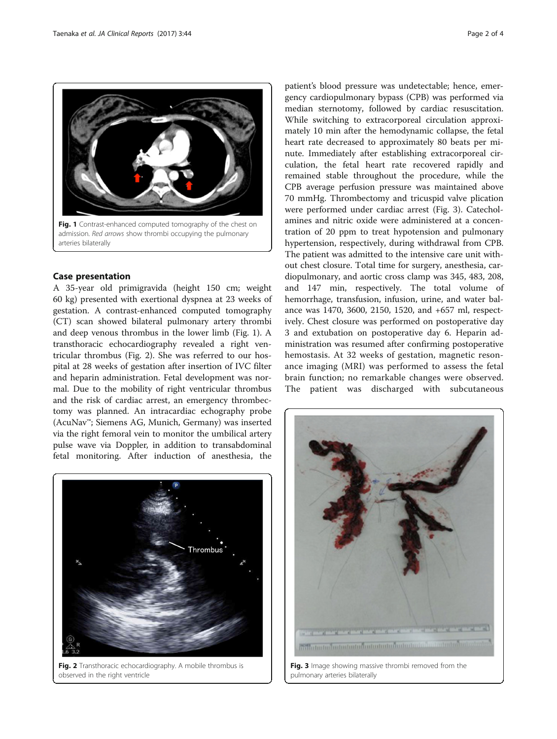Fig. 1 Contrast-enhanced computed tomography of the chest on admission. *Red arrows* show thrombi occupying the pulmonary arteries bilaterally

## Case presentation

A 35-year old primigravida (height 150 cm; weight 60 kg) presented with exertional dyspnea at 23 weeks of gestation. A contrast-enhanced computed tomography (CT) scan showed bilateral pulmonary artery thrombi and deep venous thrombus in the lower limb (Fig. 1). A transthoracic echocardiography revealed a right ventricular thrombus (Fig. 2). She was referred to our hospital at 28 weeks of gestation after insertion of IVC filter and heparin administration. Fetal development was normal. Due to the mobility of right ventricular thrombus and the risk of cardiac arrest, an emergency thrombectomy was planned. An intracardiac echography probe (AcuNav™; Siemens AG, Munich, Germany) was inserted via the right femoral vein to monitor the umbilical artery pulse wave via Doppler, in addition to transabdominal fetal monitoring. After induction of anesthesia, the patient's blood pressure was undetectable; hence, emergency cardiopulmonary bypass (CPB) was performed via median sternotomy, followed by cardiac resuscitation. While switching to extracorporeal circulation approximately 10 min after the hemodynamic collapse, the fetal heart rate decreased to approximately 80 beats per minute. Immediately after establishing extracorporeal circulation, the fetal heart rate recovered rapidly and remained stable throughout the procedure, while the CPB average perfusion pressure was maintained above 70 mmHg. Thrombectomy and tricuspid valve plication were performed under cardiac arrest (Fig. 3). Catecholamines and nitric oxide were administered at a concentration of 20 ppm to treat hypotension and pulmonary hypertension, respectively, during withdrawal from CPB. The patient was admitted to the intensive care unit without chest closure. Total time for surgery, anesthesia, cardiopulmonary, and aortic cross clamp was 345, 483, 208, and 147 min, respectively. The total volume of hemorrhage, transfusion, infusion, urine, and water balance was 1470, 3600, 2150, 1520, and +657 ml, respectively. Chest closure was performed on postoperative day 3 and extubation on postoperative day 6. Heparin administration was resumed after confirming postoperative hemostasis. At 32 weeks of gestation, magnetic resonance imaging (MRI) was performed to assess the fetal brain function; no remarkable changes were observed. The patient was discharged with subcutaneous

Fig. 2 Transthoracic echocardiography. A mobile thrombus is observed in the right ventricle

Fig. 3 Image showing massive thrombi removed from the pulmonary arteries bilaterally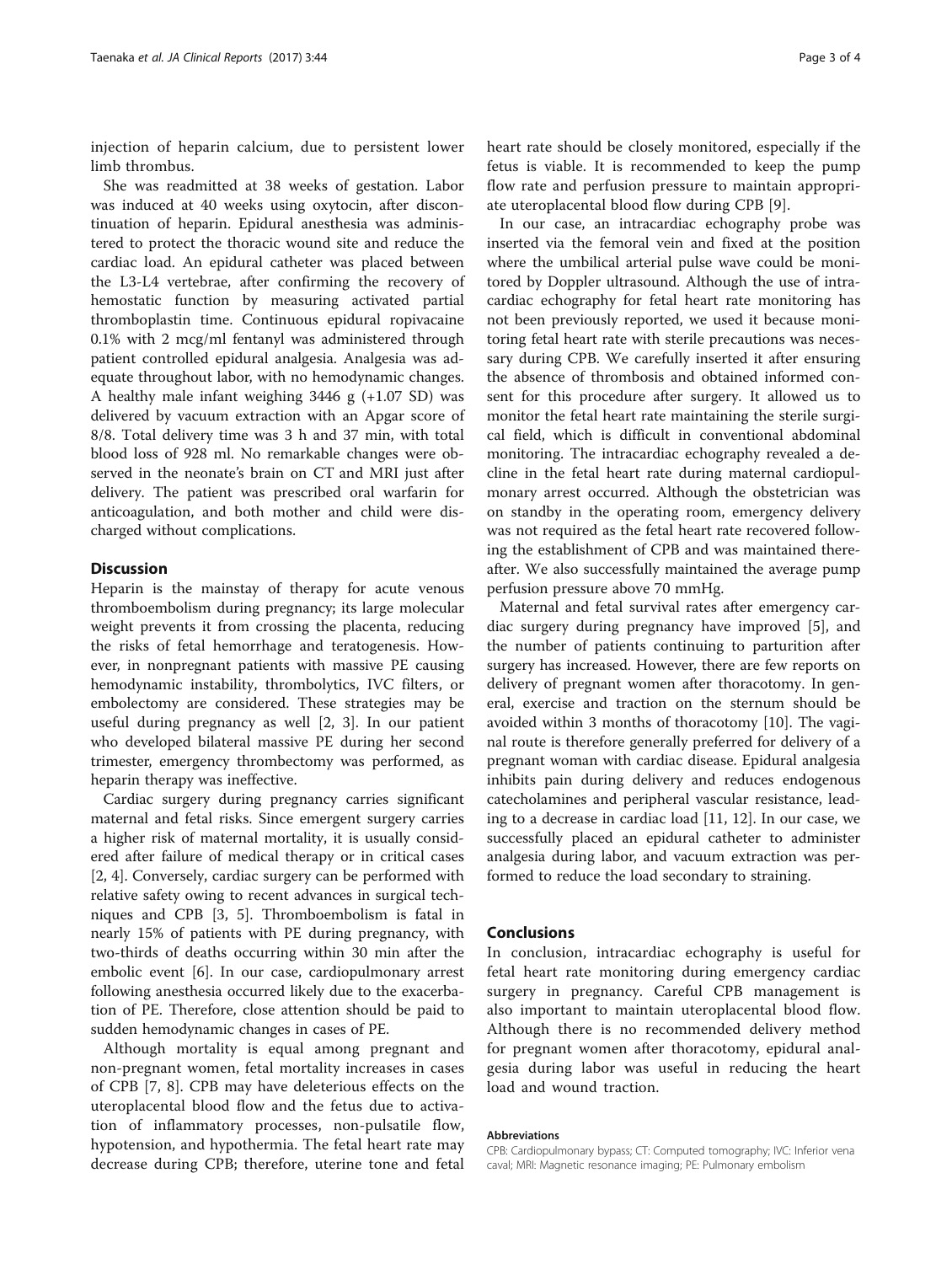injection of heparin calcium, due to persistent lower limb thrombus.

She was readmitted at 38 weeks of gestation. Labor was induced at 40 weeks using oxytocin, after discontinuation of heparin. Epidural anesthesia was administered to protect the thoracic wound site and reduce the cardiac load. An epidural catheter was placed between the L3-L4 vertebrae, after confirming the recovery of hemostatic function by measuring activated partial thromboplastin time. Continuous epidural ropivacaine 0.1% with 2 mcg/ml fentanyl was administered through patient controlled epidural analgesia. Analgesia was adequate throughout labor, with no hemodynamic changes. A healthy male infant weighing 3446 g (+1.07 SD) was delivered by vacuum extraction with an Apgar score of 8/8. Total delivery time was 3 h and 37 min, with total blood loss of 928 ml. No remarkable changes were observed in the neonate's brain on CT and MRI just after delivery. The patient was prescribed oral warfarin for anticoagulation, and both mother and child were discharged without complications.

## Discussion

Heparin is the mainstay of therapy for acute venous thromboembolism during pregnancy; its large molecular weight prevents it from crossing the placenta, reducing the risks of fetal hemorrhage and teratogenesis. However, in nonpregnant patients with massive PE causing hemodynamic instability, thrombolytics, IVC filters, or embolectomy are considered. These strategies may be useful during pregnancy as well [2, 3]. In our patient who developed bilateral massive PE during her second trimester, emergency thrombectomy was performed, as heparin therapy was ineffective.

Cardiac surgery during pregnancy carries significant maternal and fetal risks. Since emergent surgery carries a higher risk of maternal mortality, it is usually considered after failure of medical therapy or in critical cases [2, 4]. Conversely, cardiac surgery can be performed with relative safety owing to recent advances in surgical techniques and CPB [3, 5]. Thromboembolism is fatal in nearly 15% of patients with PE during pregnancy, with two-thirds of deaths occurring within 30 min after the embolic event [6]. In our case, cardiopulmonary arrest following anesthesia occurred likely due to the exacerbation of PE. Therefore, close attention should be paid to sudden hemodynamic changes in cases of PE.

Although mortality is equal among pregnant and non-pregnant women, fetal mortality increases in cases of CPB [7, 8]. CPB may have deleterious effects on the uteroplacental blood flow and the fetus due to activation of inflammatory processes, non-pulsatile flow, hypotension, and hypothermia. The fetal heart rate may decrease during CPB; therefore, uterine tone and fetal heart rate should be closely monitored, especially if the fetus is viable. It is recommended to keep the pump flow rate and perfusion pressure to maintain appropriate uteroplacental blood flow during CPB [9].

In our case, an intracardiac echography probe was inserted via the femoral vein and fixed at the position where the umbilical arterial pulse wave could be monitored by Doppler ultrasound. Although the use of intracardiac echography for fetal heart rate monitoring has not been previously reported, we used it because monitoring fetal heart rate with sterile precautions was necessary during CPB. We carefully inserted it after ensuring the absence of thrombosis and obtained informed consent for this procedure after surgery. It allowed us to monitor the fetal heart rate maintaining the sterile surgical field, which is difficult in conventional abdominal monitoring. The intracardiac echography revealed a decline in the fetal heart rate during maternal cardiopulmonary arrest occurred. Although the obstetrician was on standby in the operating room, emergency delivery was not required as the fetal heart rate recovered following the establishment of CPB and was maintained thereafter. We also successfully maintained the average pump perfusion pressure above 70 mmHg.

Maternal and fetal survival rates after emergency cardiac surgery during pregnancy have improved [5], and the number of patients continuing to parturition after surgery has increased. However, there are few reports on delivery of pregnant women after thoracotomy. In general, exercise and traction on the sternum should be avoided within 3 months of thoracotomy [10]. The vaginal route is therefore generally preferred for delivery of a pregnant woman with cardiac disease. Epidural analgesia inhibits pain during delivery and reduces endogenous catecholamines and peripheral vascular resistance, leading to a decrease in cardiac load [11, 12]. In our case, we successfully placed an epidural catheter to administer analgesia during labor, and vacuum extraction was performed to reduce the load secondary to straining.

## Conclusions

In conclusion, intracardiac echography is useful for fetal heart rate monitoring during emergency cardiac surgery in pregnancy. Careful CPB management is also important to maintain uteroplacental blood flow. Although there is no recommended delivery method for pregnant women after thoracotomy, epidural analgesia during labor was useful in reducing the heart load and wound traction.

#### Abbreviations

CPB: Cardiopulmonary bypass; CT: Computed tomography; IVC: Inferior vena caval; MRI: Magnetic resonance imaging; PE: Pulmonary embolism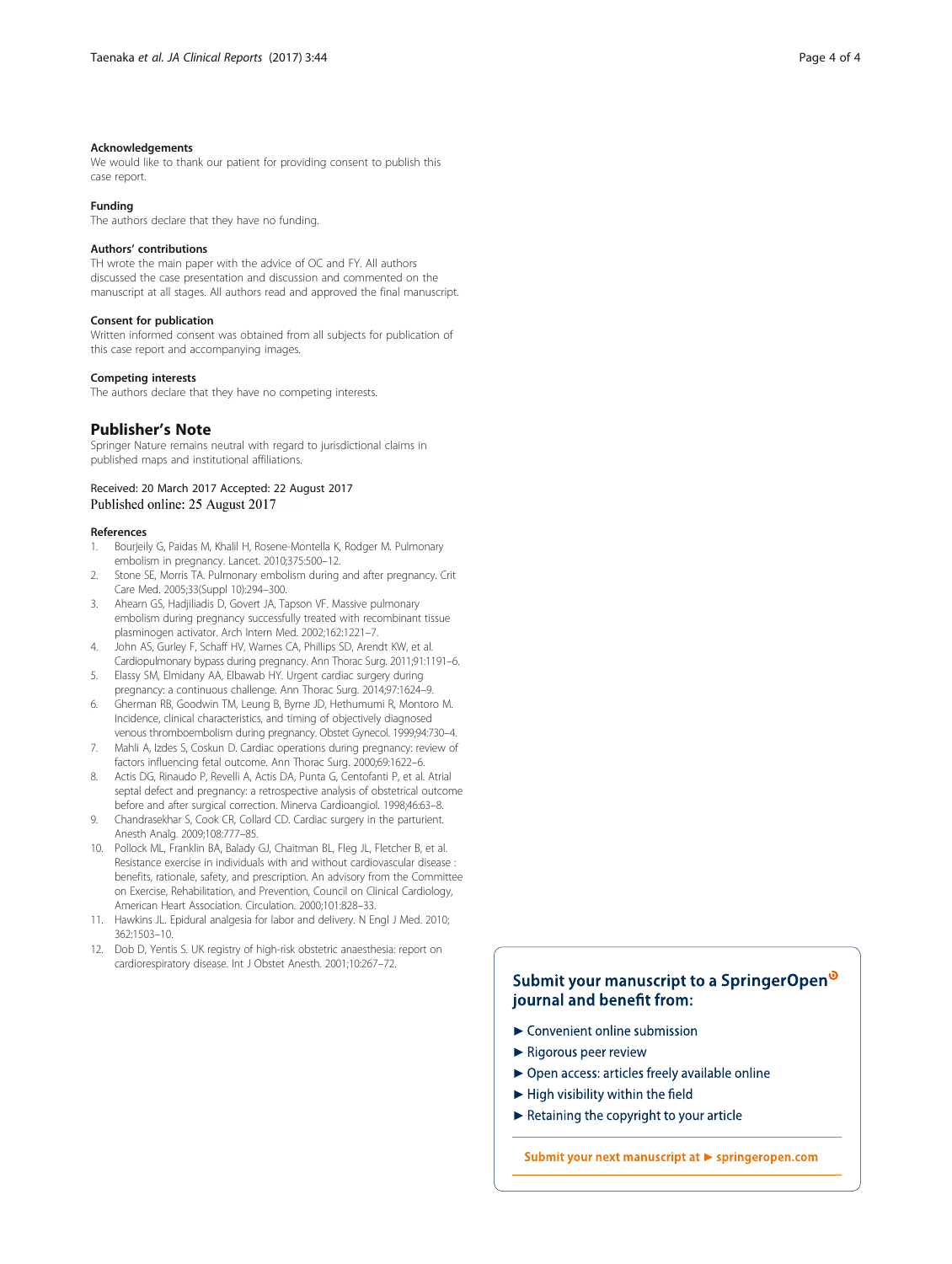### Acknowledgements

We would like to thank our patient for providing consent to publish this case report.

### Funding

The authors declare that they have no funding.

### Authors' contributions

TH wrote the main paper with the advice of OC and FY. All authors discussed the case presentation and discussion and commented on the manuscript at all stages. All authors read and approved the final manuscript.

### Consent for publication

Written informed consent was obtained from all subjects for publication of this case report and accompanying images.

### Competing interests

The authors declare that they have no competing interests.

## Publisher's Note

Springer Nature remains neutral with regard to jurisdictional claims in published maps and institutional affiliations.

Received: 20 March 2017 Accepted: 22 August 2017
Published online: 25 August 2017

### References

1. Bourjeily G, Paidas M, Khalil H, Rosene-Montella K, Rodger M. Pulmonary embolism in pregnancy. Lancet. 2010;375:500–12.
2. Stone SE, Morris TA. Pulmonary embolism during and after pregnancy. Crit Care Med. 2005;33(Suppl 10):294–300.
3. Ahearn GS, Hadjiliadis D, Govert JA, Tapson VF. Massive pulmonary embolism during pregnancy successfully treated with recombinant tissue plasminogen activator. Arch Intern Med. 2002;162:1221–7.
4. John AS, Gurley F, Schaff HV, Warnes CA, Phillips SD, Arendt KW, et al. Cardiopulmonary bypass during pregnancy. Ann Thorac Surg. 2011;91:1191–6.
5. Elassy SM, Elmidany AA, Elbawab HY. Urgent cardiac surgery during pregnancy: a continuous challenge. Ann Thorac Surg. 2014;97:1624–9.
6. Gherman RB, Goodwin TM, Leung B, Byrne JD, Hethumumi R, Montoro M. Incidence, clinical characteristics, and timing of objectively diagnosed venous thromboembolism during pregnancy. Obstet Gynecol. 1999;94:730–4.
7. Mahli A, Izdes S, Coskun D. Cardiac operations during pregnancy: review of factors influencing fetal outcome. Ann Thorac Surg. 2000;69:1622–6.
8. Actis DG, Rinaudo P, Revelli A, Actis DA, Punta G, Centofanti P, et al. Atrial septal defect and pregnancy: a retrospective analysis of obstetrical outcome before and after surgical correction. Minerva Cardioangiol. 1998;46:63–8.
9. Chandrasekhar S, Cook CR, Collard CD. Cardiac surgery in the parturient. Anesth Analg. 2009;108:777–85.
10. Pollock ML, Franklin BA, Balady GJ, Chaitman BL, Fleg JL, Fletcher B, et al. Resistance exercise in individuals with and without cardiovascular disease : benefits, rationale, safety, and prescription. An advisory from the Committee on Exercise, Rehabilitation, and Prevention, Council on Clinical Cardiology, American Heart Association. Circulation. 2000;101:828–33.
11. Hawkins JL. Epidural analgesia for labor and delivery. N Engl J Med. 2010; 362:1503–10.
12. Dob D, Yentis S. UK registry of high-risk obstetric anaesthesia: report on cardiorespiratory disease. Int J Obstet Anesth. 2001;10:267–72.

**Submit your manuscript to a SpringerOpen journal and benefit from:**

- ► Convenient online submission
- ► Rigorous peer review
- ► Open access: articles freely available online
- ► High visibility within the field
- ► Retaining the copyright to your article

Submit your next manuscript at ► springeropen.com